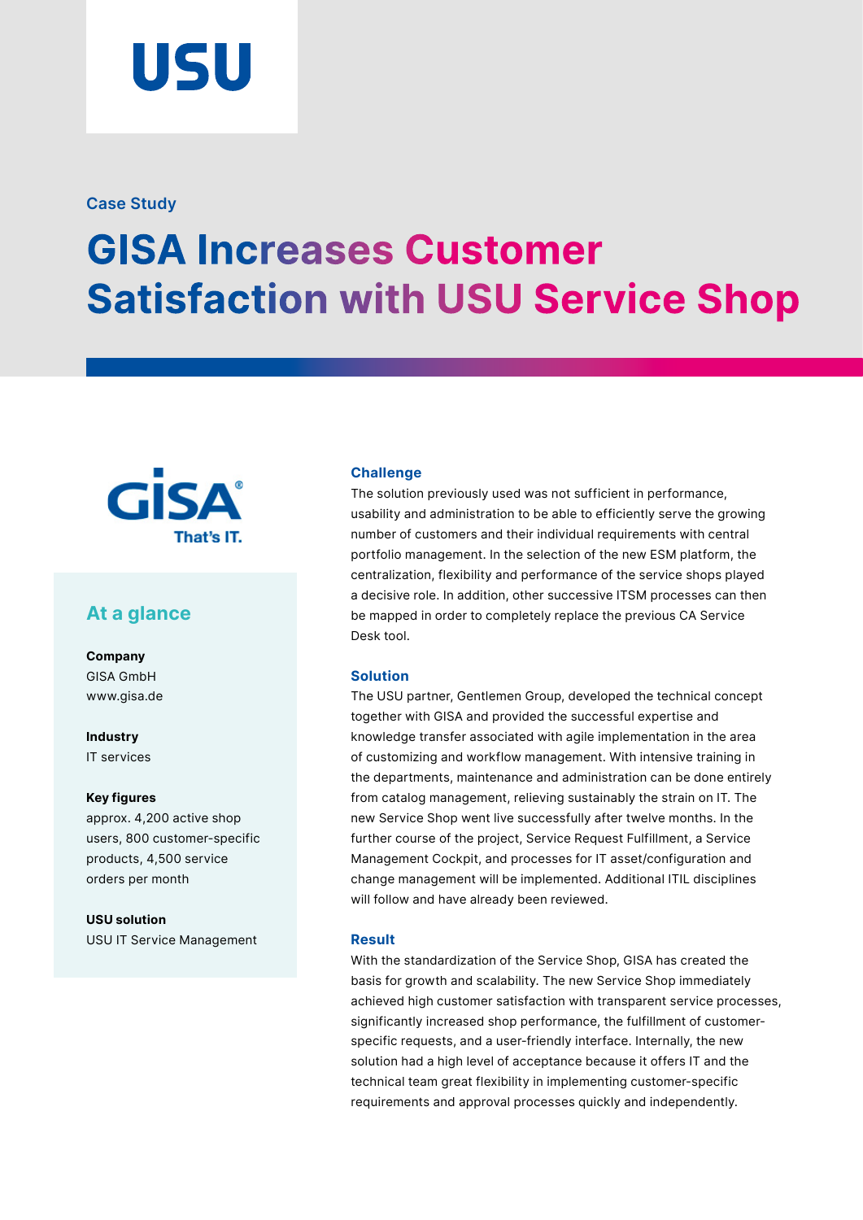Case Study

# GISA Increases Customer Satisfaction with USU Service Shop

## At a glance

**Company**
GISA GmbH
www.gisa.de

**Industry**
IT services

**Key figures**
approx. 4,200 active shop users, 800 customer-specific products, 4,500 service orders per month

**USU solution**
USU IT Service Management

### Challenge

The solution previously used was not sufficient in performance, usability and administration to be able to efficiently serve the growing number of customers and their individual requirements with central portfolio management. In the selection of the new ESM platform, the centralization, flexibility and performance of the service shops played a decisive role. In addition, other successive ITSM processes can then be mapped in order to completely replace the previous CA Service Desk tool.

### Solution

The USU partner, Gentlemen Group, developed the technical concept together with GISA and provided the successful expertise and knowledge transfer associated with agile implementation in the area of customizing and workflow management. With intensive training in the departments, maintenance and administration can be done entirely from catalog management, relieving sustainably the strain on IT. The new Service Shop went live successfully after twelve months. In the further course of the project, Service Request Fulfillment, a Service Management Cockpit, and processes for IT asset/configuration and change management will be implemented. Additional ITIL disciplines will follow and have already been reviewed.

### Result

With the standardization of the Service Shop, GISA has created the basis for growth and scalability. The new Service Shop immediately achieved high customer satisfaction with transparent service processes, significantly increased shop performance, the fulfillment of customer-specific requests, and a user-friendly interface. Internally, the new solution had a high level of acceptance because it offers IT and the technical team great flexibility in implementing customer-specific requirements and approval processes quickly and independently.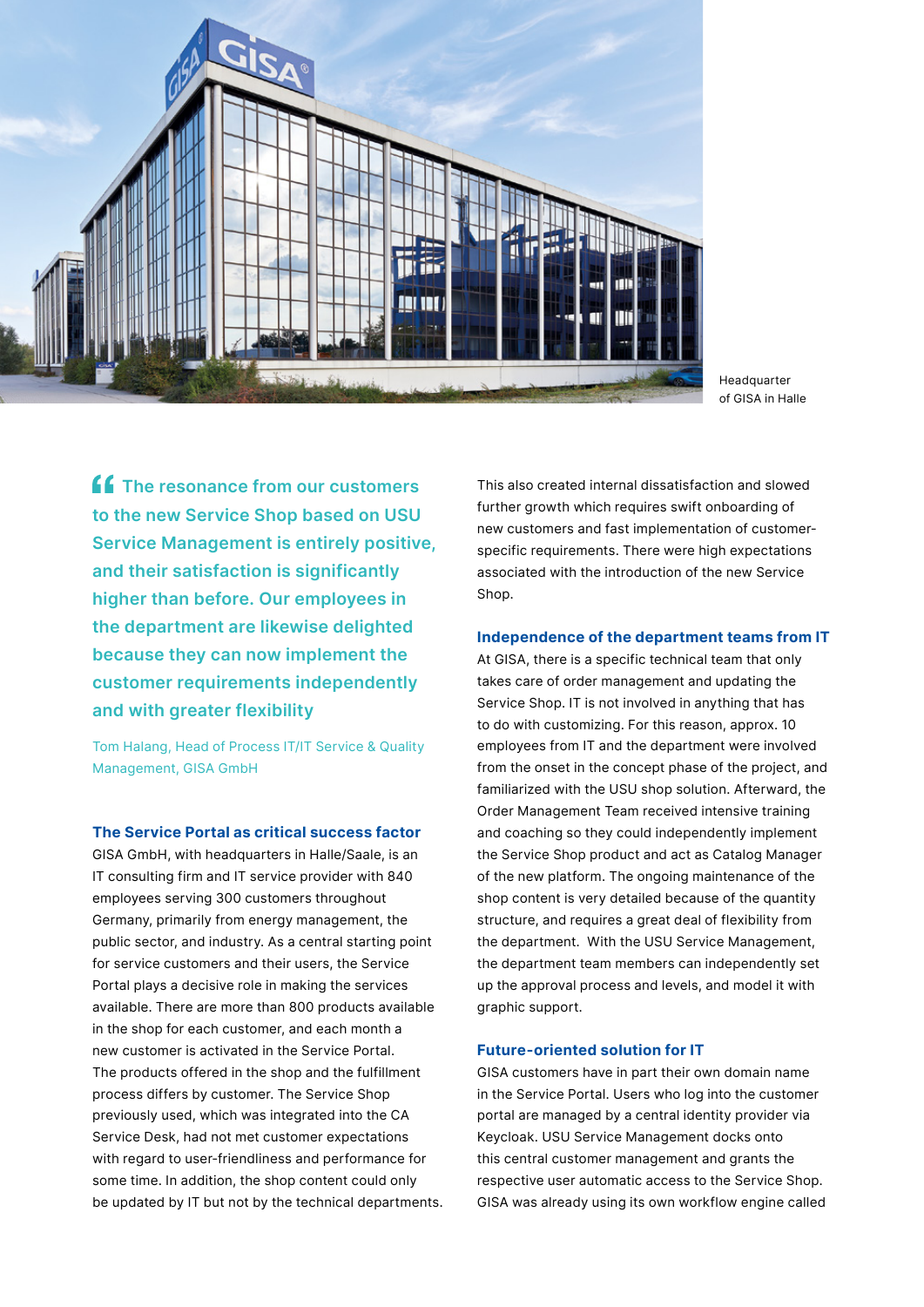Headquarter of GISA in Halle

> The resonance from our customers to the new Service Shop based on USU Service Management is entirely positive, and their satisfaction is significantly higher than before. Our employees in the department are likewise delighted because they can now implement the customer requirements independently and with greater flexibility

Tom Halang, Head of Process IT/IT Service & Quality Management, GISA GmbH

### The Service Portal as critical success factor

GISA GmbH, with headquarters in Halle/Saale, is an IT consulting firm and IT service provider with 840 employees serving 300 customers throughout Germany, primarily from energy management, the public sector, and industry. As a central starting point for service customers and their users, the Service Portal plays a decisive role in making the services available. There are more than 800 products available in the shop for each customer, and each month a new customer is activated in the Service Portal. The products offered in the shop and the fulfillment process differs by customer. The Service Shop previously used, which was integrated into the CA Service Desk, had not met customer expectations with regard to user-friendliness and performance for some time. In addition, the shop content could only be updated by IT but not by the technical departments. This also created internal dissatisfaction and slowed further growth which requires swift onboarding of new customers and fast implementation of customer-specific requirements. There were high expectations associated with the introduction of the new Service Shop.

### Independence of the department teams from IT

At GISA, there is a specific technical team that only takes care of order management and updating the Service Shop. IT is not involved in anything that has to do with customizing. For this reason, approx. 10 employees from IT and the department were involved from the onset in the concept phase of the project, and familiarized with the USU shop solution. Afterward, the Order Management Team received intensive training and coaching so they could independently implement the Service Shop product and act as Catalog Manager of the new platform. The ongoing maintenance of the shop content is very detailed because of the quantity structure, and requires a great deal of flexibility from the department. With the USU Service Management, the department team members can independently set up the approval process and levels, and model it with graphic support.

### Future-oriented solution for IT

GISA customers have in part their own domain name in the Service Portal. Users who log into the customer portal are managed by a central identity provider via Keycloak. USU Service Management docks onto this central customer management and grants the respective user automatic access to the Service Shop. GISA was already using its own workflow engine called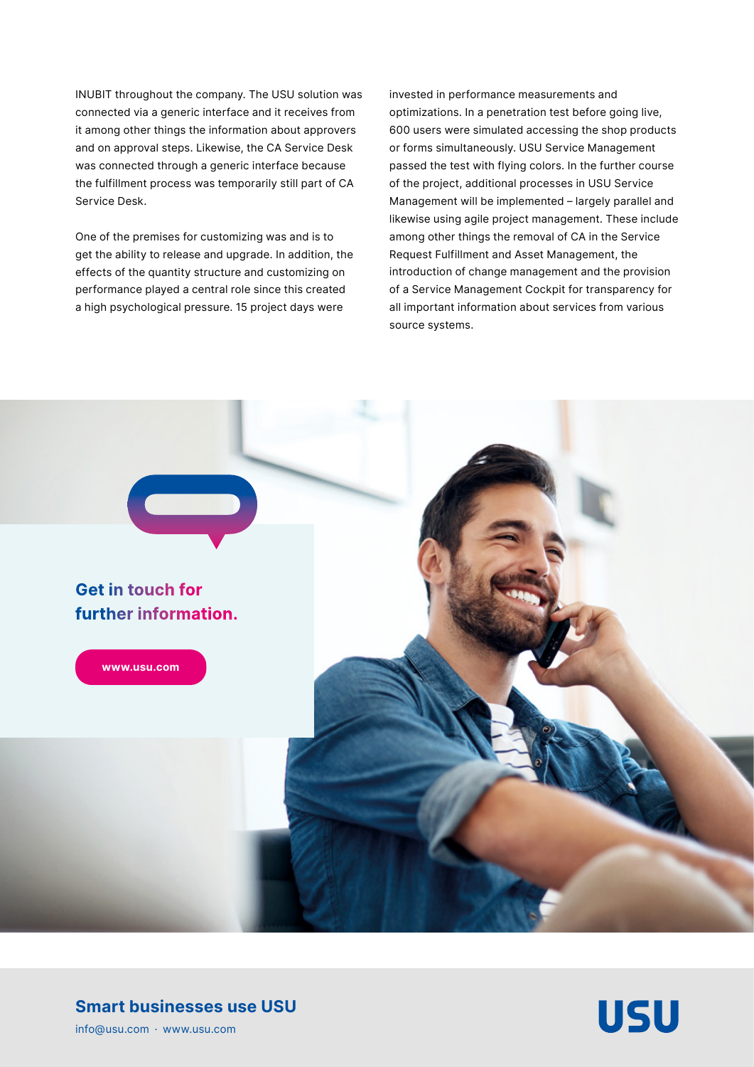INUBIT throughout the company. The USU solution was connected via a generic interface and it receives from it among other things the information about approvers and on approval steps. Likewise, the CA Service Desk was connected through a generic interface because the fulfillment process was temporarily still part of CA Service Desk.

One of the premises for customizing was and is to get the ability to release and upgrade. In addition, the effects of the quantity structure and customizing on performance played a central role since this created a high psychological pressure. 15 project days were invested in performance measurements and optimizations. In a penetration test before going live, 600 users were simulated accessing the shop products or forms simultaneously. USU Service Management passed the test with flying colors. In the further course of the project, additional processes in USU Service Management will be implemented – largely parallel and likewise using agile project management. These include among other things the removal of CA in the Service Request Fulfillment and Asset Management, the introduction of change management and the provision of a Service Management Cockpit for transparency for all important information about services from various source systems.

**Get in touch for further information.**

www.usu.com

**Smart businesses use USU**

info@usu.com · www.usu.com

USU